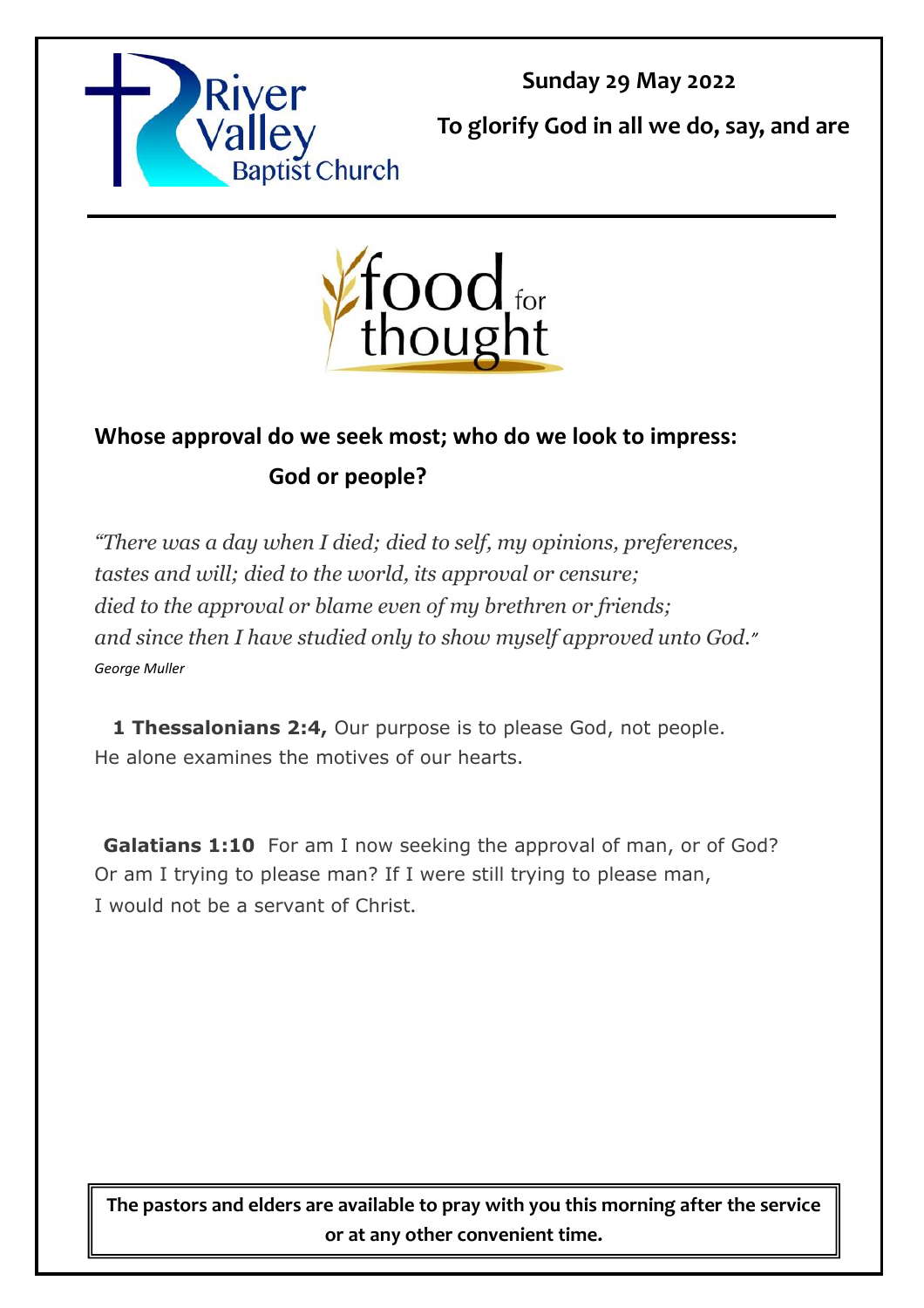River Valley Baptist Church

**Sunday 29 May 2022**

**To glorify God in all we do, say, and are**

food for thought

## Whose approval do we seek most; who do we look to impress: God or people?

*"There was a day when I died; died to self, my opinions, preferences, tastes and will; died to the world, its approval or censure; died to the approval or blame even of my brethren or friends; and since then I have studied only to show myself approved unto God."*
*George Muller*

**1 Thessalonians 2:4,** Our purpose is to please God, not people. He alone examines the motives of our hearts.

**Galatians 1:10** For am I now seeking the approval of man, or of God? Or am I trying to please man? If I were still trying to please man, I would not be a servant of Christ.

**The pastors and elders are available to pray with you this morning after the service or at any other convenient time.**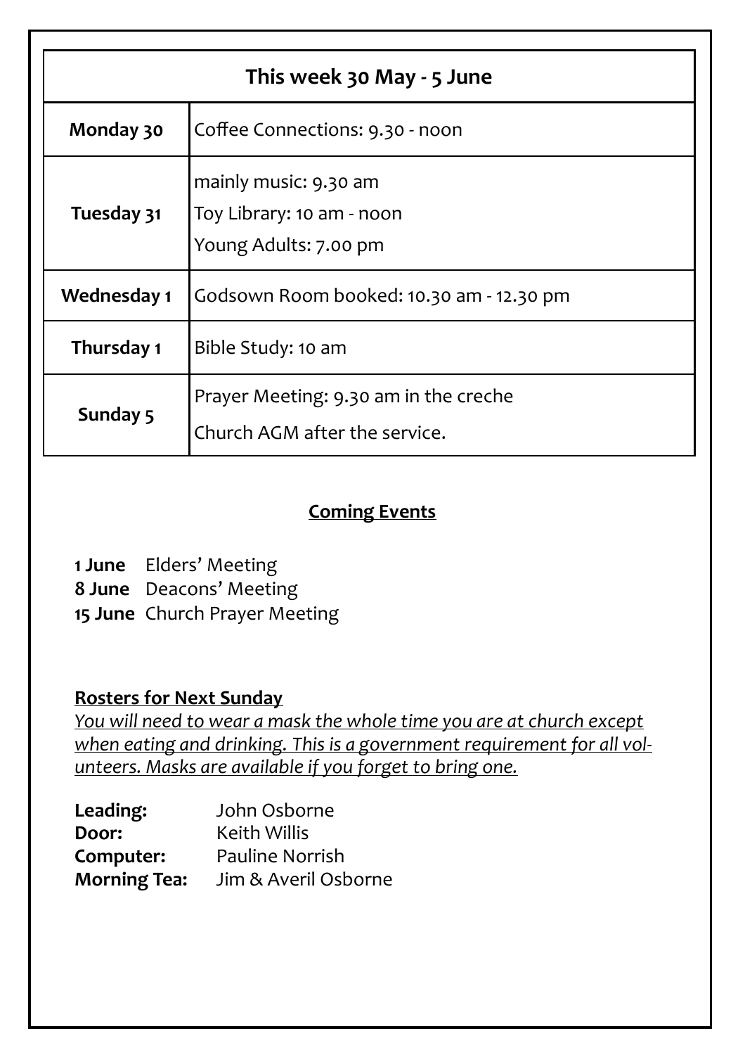| This week 30 May - 5 June | |
|---|---|
| **Monday 30** | Coffee Connections: 9.30 - noon |
| **Tuesday 31** | mainly music: 9.30 am<br>Toy Library: 10 am - noon<br>Young Adults: 7.00 pm |
| **Wednesday 1** | Godsown Room booked: 10.30 am - 12.30 pm |
| **Thursday 1** | Bible Study: 10 am |
| **Sunday 5** | Prayer Meeting: 9.30 am in the creche<br>Church AGM after the service. |

## Coming Events

**1 June** Elders' Meeting
**8 June** Deacons' Meeting
**15 June** Church Prayer Meeting

### Rosters for Next Sunday

*You will need to wear a mask the whole time you are at church except when eating and drinking. This is a government requirement for all volunteers. Masks are available if you forget to bring one.*

**Leading:** John Osborne
**Door:** Keith Willis
**Computer:** Pauline Norrish
**Morning Tea:** Jim & Averil Osborne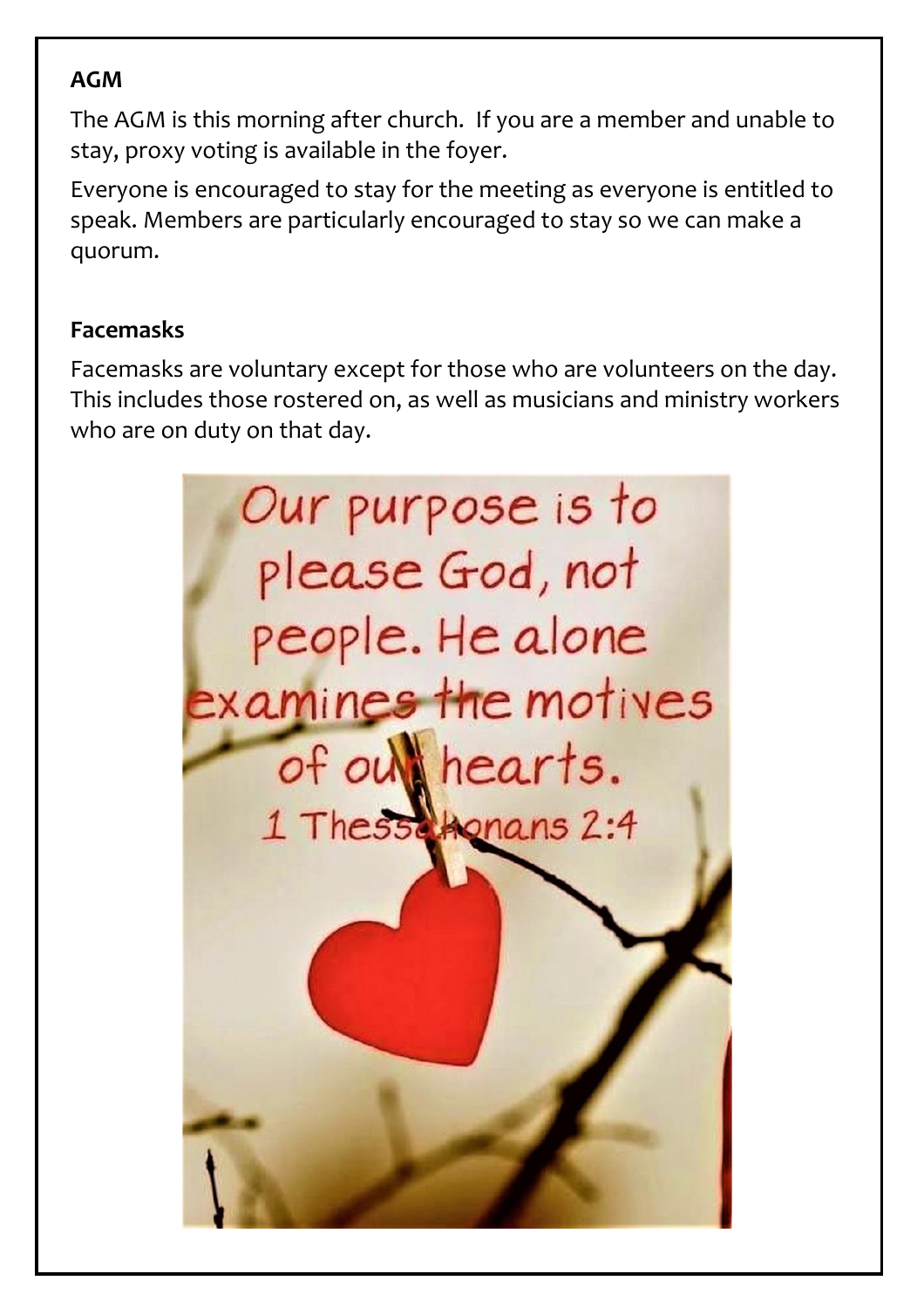**AGM**

The AGM is this morning after church. If you are a member and unable to stay, proxy voting is available in the foyer.

Everyone is encouraged to stay for the meeting as everyone is entitled to speak. Members are particularly encouraged to stay so we can make a quorum.

**Facemasks**

Facemasks are voluntary except for those who are volunteers on the day. This includes those rostered on, as well as musicians and ministry workers who are on duty on that day.

Our purpose is to please God, not people. He alone examines the motives of our hearts.
1 Thessalonians 2:4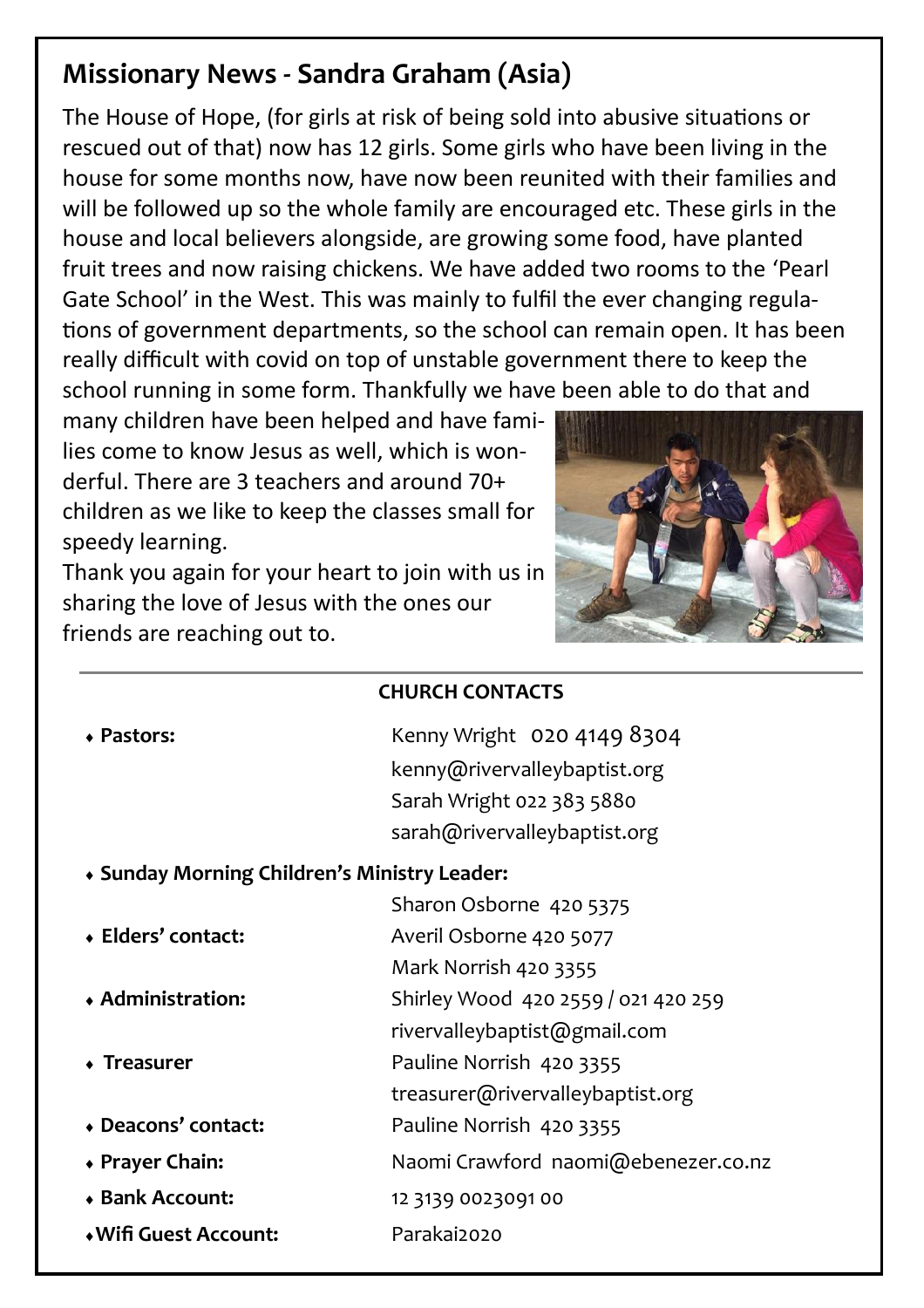## Missionary News - Sandra Graham (Asia)

The House of Hope, (for girls at risk of being sold into abusive situations or rescued out of that) now has 12 girls. Some girls who have been living in the house for some months now, have now been reunited with their families and will be followed up so the whole family are encouraged etc. These girls in the house and local believers alongside, are growing some food, have planted fruit trees and now raising chickens. We have added two rooms to the 'Pearl Gate School' in the West. This was mainly to fulfil the ever changing regulations of government departments, so the school can remain open. It has been really difficult with covid on top of unstable government there to keep the school running in some form. Thankfully we have been able to do that and many children have been helped and have families come to know Jesus as well, which is wonderful. There are 3 teachers and around 70+ children as we like to keep the classes small for speedy learning.

Thank you again for your heart to join with us in sharing the love of Jesus with the ones our friends are reaching out to.

---

### CHURCH CONTACTS

- **Pastors:** Kenny Wright 020 4149 8304
  kenny@rivervalleybaptist.org
  Sarah Wright 022 383 5880
  sarah@rivervalleybaptist.org
- **Sunday Morning Children's Ministry Leader:**
  Sharon Osborne 420 5375
- **Elders' contact:** Averil Osborne 420 5077
  Mark Norrish 420 3355
- **Administration:** Shirley Wood 420 2559 / 021 420 259
  rivervalleybaptist@gmail.com
- **Treasurer** Pauline Norrish 420 3355
  treasurer@rivervalleybaptist.org
- **Deacons' contact:** Pauline Norrish 420 3355
- **Prayer Chain:** Naomi Crawford naomi@ebenezer.co.nz
- **Bank Account:** 12 3139 0023091 00
- **Wifi Guest Account:** Parakai2020